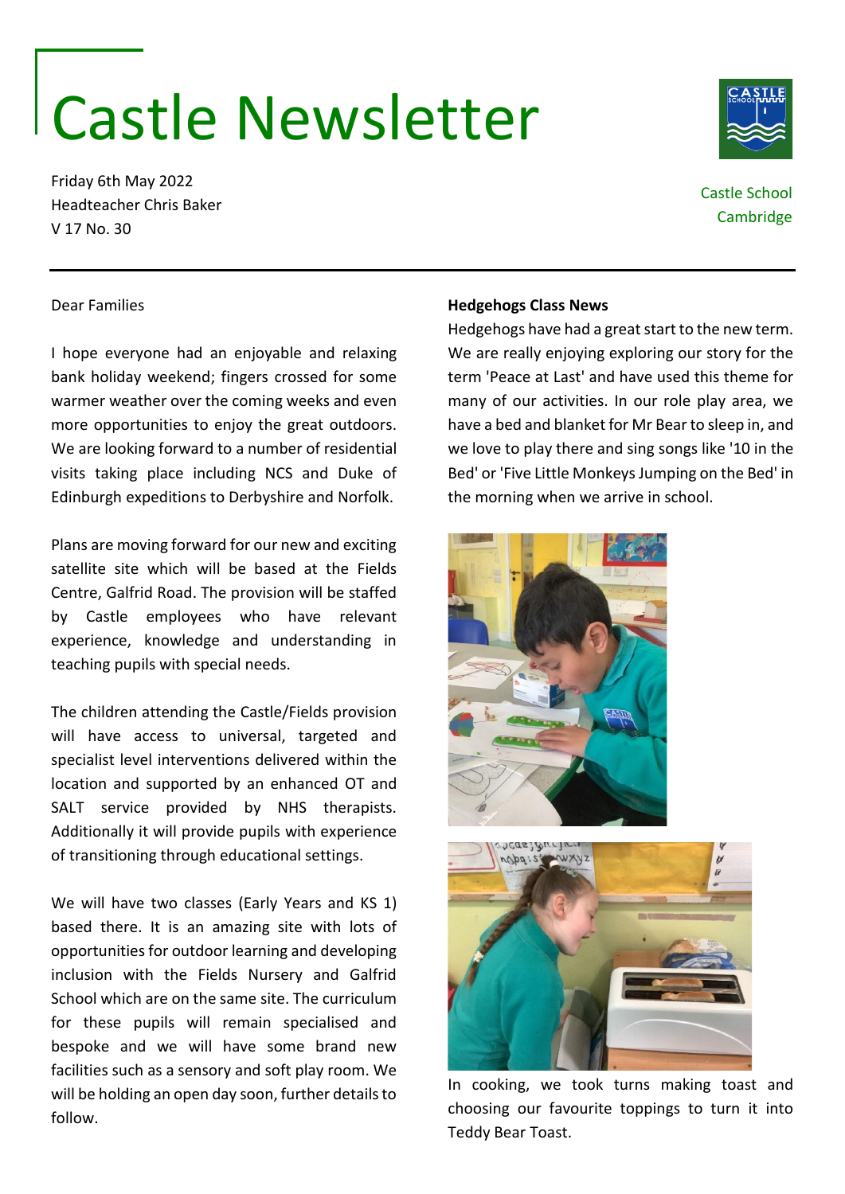# Castle Newsletter

Friday 6th May 2022
Headteacher Chris Baker
V 17 No. 30

Castle School
Cambridge

Dear Families

I hope everyone had an enjoyable and relaxing bank holiday weekend; fingers crossed for some warmer weather over the coming weeks and even more opportunities to enjoy the great outdoors. We are looking forward to a number of residential visits taking place including NCS and Duke of Edinburgh expeditions to Derbyshire and Norfolk.

Plans are moving forward for our new and exciting satellite site which will be based at the Fields Centre, Galfrid Road. The provision will be staffed by Castle employees who have relevant experience, knowledge and understanding in teaching pupils with special needs.

The children attending the Castle/Fields provision will have access to universal, targeted and specialist level interventions delivered within the location and supported by an enhanced OT and SALT service provided by NHS therapists. Additionally it will provide pupils with experience of transitioning through educational settings.

We will have two classes (Early Years and KS 1) based there. It is an amazing site with lots of opportunities for outdoor learning and developing inclusion with the Fields Nursery and Galfrid School which are on the same site. The curriculum for these pupils will remain specialised and bespoke and we will have some brand new facilities such as a sensory and soft play room. We will be holding an open day soon, further details to follow.

**Hedgehogs Class News**

Hedgehogs have had a great start to the new term. We are really enjoying exploring our story for the term 'Peace at Last' and have used this theme for many of our activities. In our role play area, we have a bed and blanket for Mr Bear to sleep in, and we love to play there and sing songs like '10 in the Bed' or 'Five Little Monkeys Jumping on the Bed' in the morning when we arrive in school.

In cooking, we took turns making toast and choosing our favourite toppings to turn it into Teddy Bear Toast.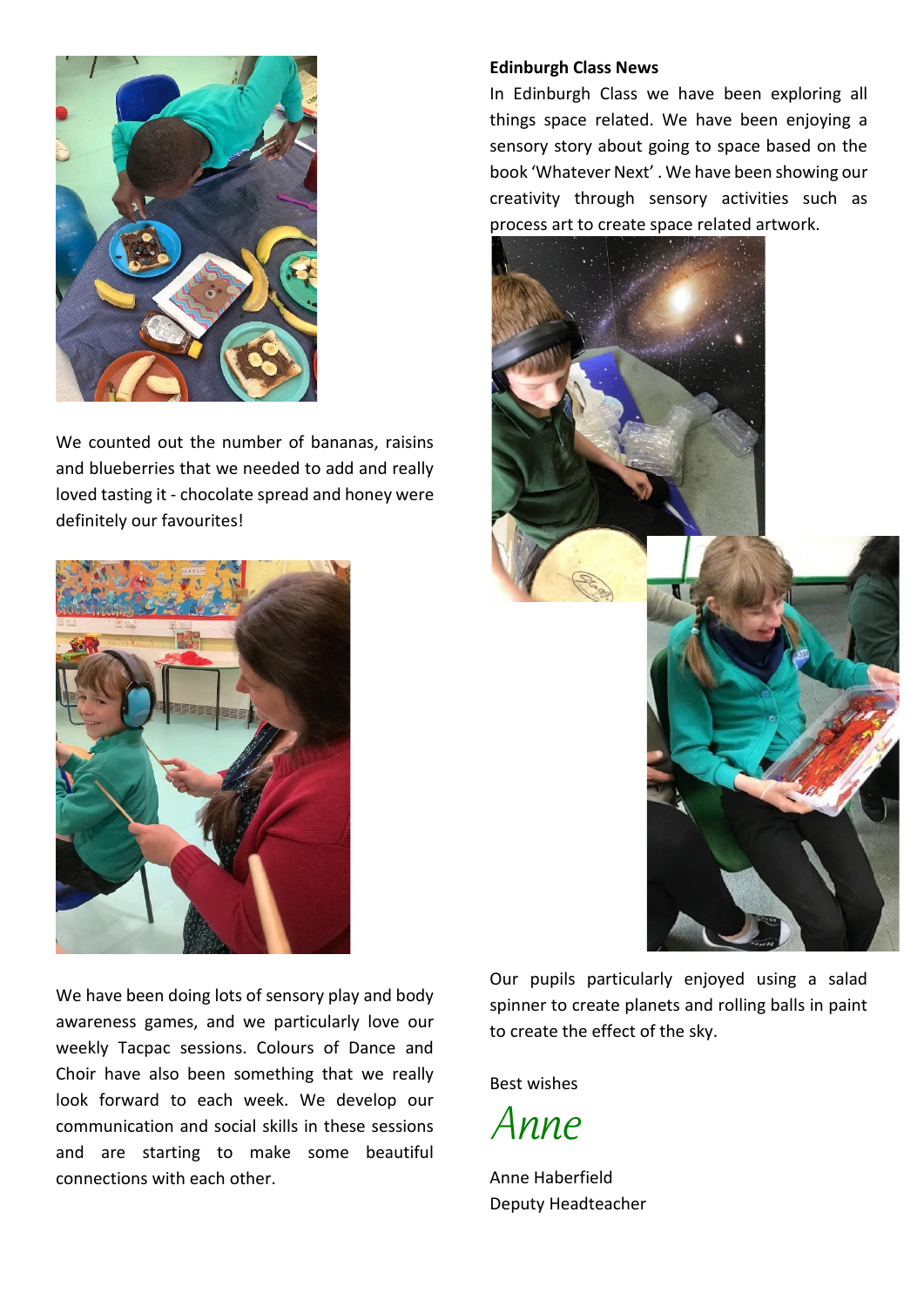We counted out the number of bananas, raisins and blueberries that we needed to add and really loved tasting it - chocolate spread and honey were definitely our favourites!

We have been doing lots of sensory play and body awareness games, and we particularly love our weekly Tacpac sessions. Colours of Dance and Choir have also been something that we really look forward to each week. We develop our communication and social skills in these sessions and are starting to make some beautiful connections with each other.

**Edinburgh Class News**

In Edinburgh Class we have been exploring all things space related. We have been enjoying a sensory story about going to space based on the book 'Whatever Next' . We have been showing our creativity through sensory activities such as process art to create space related artwork.

Our pupils particularly enjoyed using a salad spinner to create planets and rolling balls in paint to create the effect of the sky.

Best wishes

*Anne*

Anne Haberfield
Deputy Headteacher